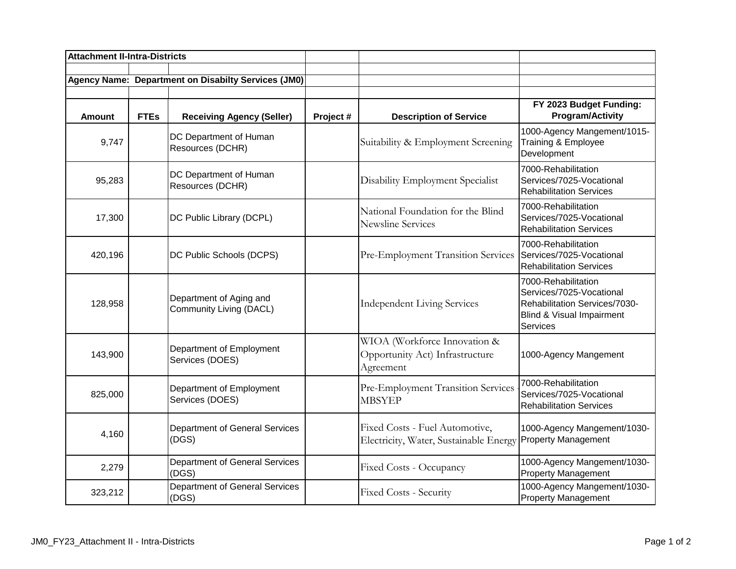**Attachment II-Intra-Districts**

**Agency Name: Department on Disabilty Services (JM0)**

| Amount | FTEs | Receiving Agency (Seller) | Project # | Description of Service | FY 2023 Budget Funding: Program/Activity |
|---|---|---|---|---|---|
| 9,747 | | DC Department of Human Resources (DCHR) | | Suitability & Employment Screening | 1000-Agency Mangement/1015-Training & Employee Development |
| 95,283 | | DC Department of Human Resources (DCHR) | | Disability Employment Specialist | 7000-Rehabilitation Services/7025-Vocational Rehabilitation Services |
| 17,300 | | DC Public Library (DCPL) | | National Foundation for the Blind Newsline Services | 7000-Rehabilitation Services/7025-Vocational Rehabilitation Services |
| 420,196 | | DC Public Schools (DCPS) | | Pre-Employment Transition Services | 7000-Rehabilitation Services/7025-Vocational Rehabilitation Services |
| 128,958 | | Department of Aging and Community Living (DACL) | | Independent Living Services | 7000-Rehabilitation Services/7025-Vocational Rehabilitation Services/7030-Blind & Visual Impairment Services |
| 143,900 | | Department of Employment Services (DOES) | | WIOA (Workforce Innovation & Opportunity Act) Infrastructure Agreement | 1000-Agency Mangement |
| 825,000 | | Department of Employment Services (DOES) | | Pre-Employment Transition Services - MBSYEP | 7000-Rehabilitation Services/7025-Vocational Rehabilitation Services |
| 4,160 | | Department of General Services (DGS) | | Fixed Costs - Fuel Automotive, Electricity, Water, Sustainable Energy | 1000-Agency Mangement/1030-Property Management |
| 2,279 | | Department of General Services (DGS) | | Fixed Costs - Occupancy | 1000-Agency Mangement/1030-Property Management |
| 323,212 | | Department of General Services (DGS) | | Fixed Costs - Security | 1000-Agency Mangement/1030-Property Management |

JM0_FY23_Attachment II - Intra-Districts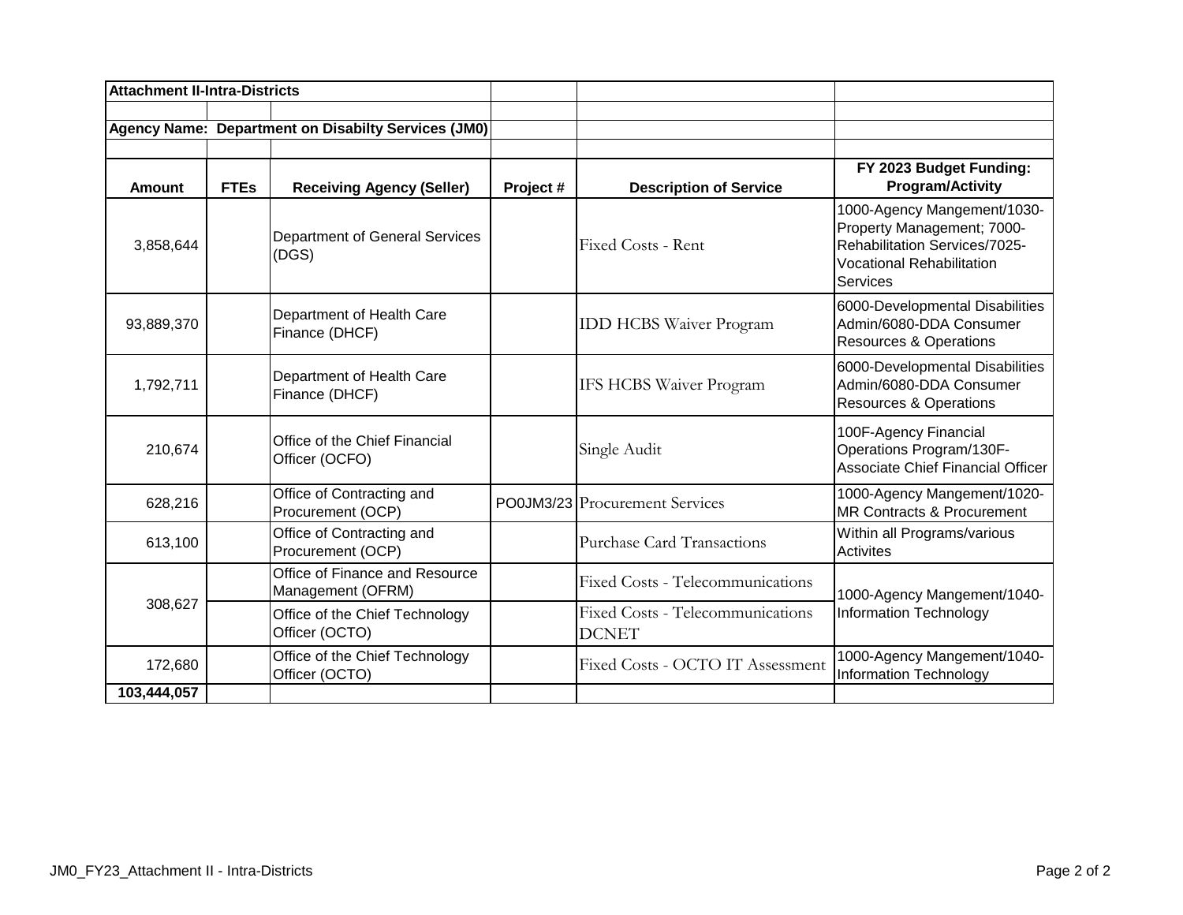**Attachment II-Intra-Districts**

**Agency Name: Department on Disabilty Services (JM0)**

| Amount | FTEs | Receiving Agency (Seller) | Project # | Description of Service | FY 2023 Budget Funding: Program/Activity |
|---|---|---|---|---|---|
| 3,858,644 | | Department of General Services (DGS) | | Fixed Costs - Rent | 1000-Agency Mangement/1030-Property Management; 7000-Rehabilitation Services/7025-Vocational Rehabilitation Services |
| 93,889,370 | | Department of Health Care Finance (DHCF) | | IDD HCBS Waiver Program | 6000-Developmental Disabilities Admin/6080-DDA Consumer Resources & Operations |
| 1,792,711 | | Department of Health Care Finance (DHCF) | | IFS HCBS Waiver Program | 6000-Developmental Disabilities Admin/6080-DDA Consumer Resources & Operations |
| 210,674 | | Office of the Chief Financial Officer (OCFO) | | Single Audit | 100F-Agency Financial Operations Program/130F-Associate Chief Financial Officer |
| 628,216 | | Office of Contracting and Procurement (OCP) | PO0JM3/23 | Procurement Services | 1000-Agency Mangement/1020-MR Contracts & Procurement |
| 613,100 | | Office of Contracting and Procurement (OCP) | | Purchase Card Transactions | Within all Programs/various Activites |
| 308,627 | | Office of Finance and Resource Management (OFRM) | | Fixed Costs - Telecommunications | 1000-Agency Mangement/1040-Information Technology |
| | | Office of the Chief Technology Officer (OCTO) | | Fixed Costs - Telecommunications DCNET | |
| 172,680 | | Office of the Chief Technology Officer (OCTO) | | Fixed Costs - OCTO IT Assessment | 1000-Agency Mangement/1040-Information Technology |
| **103,444,057** | | | | | |